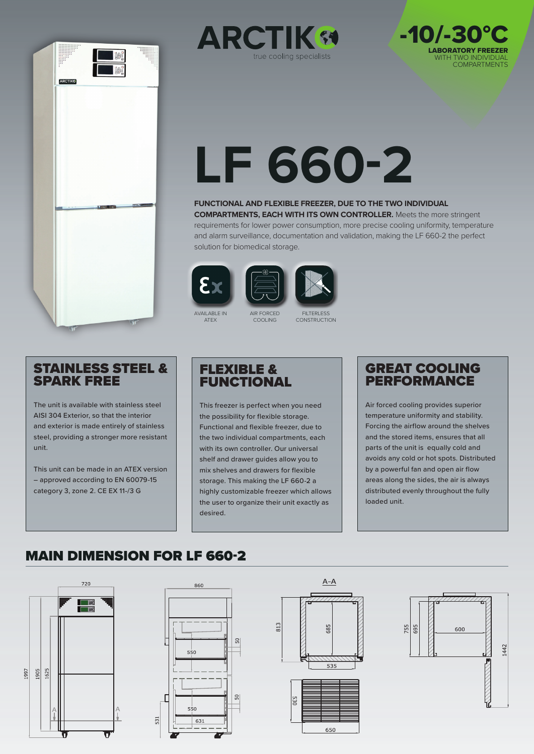# ARCTIKO

true cooling specialists

**-10/-30°C**

**LABORATORY FREEZER**
WITH TWO INDIVIDUAL COMPARTMENTS

# LF 660-2

**FUNCTIONAL AND FLEXIBLE FREEZER, DUE TO THE TWO INDIVIDUAL COMPARTMENTS, EACH WITH ITS OWN CONTROLLER.** Meets the more stringent requirements for lower power consumption, more precise cooling uniformity, temperature and alarm surveillance, documentation and validation, making the LF 660-2 the perfect solution for biomedical storage.

AVAILABLE IN ATEX

AIR FORCED COOLING

FILTERLESS CONSTRUCTION

## STAINLESS STEEL & SPARK FREE

The unit is available with stainless steel AISI 304 Exterior, so that the interior and exterior is made entirely of stainless steel, providing a stronger more resistant unit.

This unit can be made in an ATEX version – approved according to EN 60079-15 category 3, zone 2. CE EX 11-/3 G

## FLEXIBLE & FUNCTIONAL

This freezer is perfect when you need the possibility for flexible storage. Functional and flexible freezer, due to the two individual compartments, each with its own controller. Our universal shelf and drawer guides allow you to mix shelves and drawers for flexible storage. This making the LF 660-2 a highly customizable freezer which allows the user to organize their unit exactly as desired.

## GREAT COOLING PERFORMANCE

Air forced cooling provides superior temperature uniformity and stability. Forcing the airflow around the shelves and the stored items, ensures that all parts of the unit is equally cold and avoids any cold or hot spots. Distributed by a powerful fan and open air flow areas along the sides, the air is always distributed evenly throughout the fully loaded unit.

## MAIN DIMENSION FOR LF 660-2

720 · 1997 · 1905 · 1625 · A · A

860 · 550 · 50 · 550 · 50 · 631 · 531

A-A · 813 · 685 · 535 · 530 · 650

755 · 695 · 600 · 1442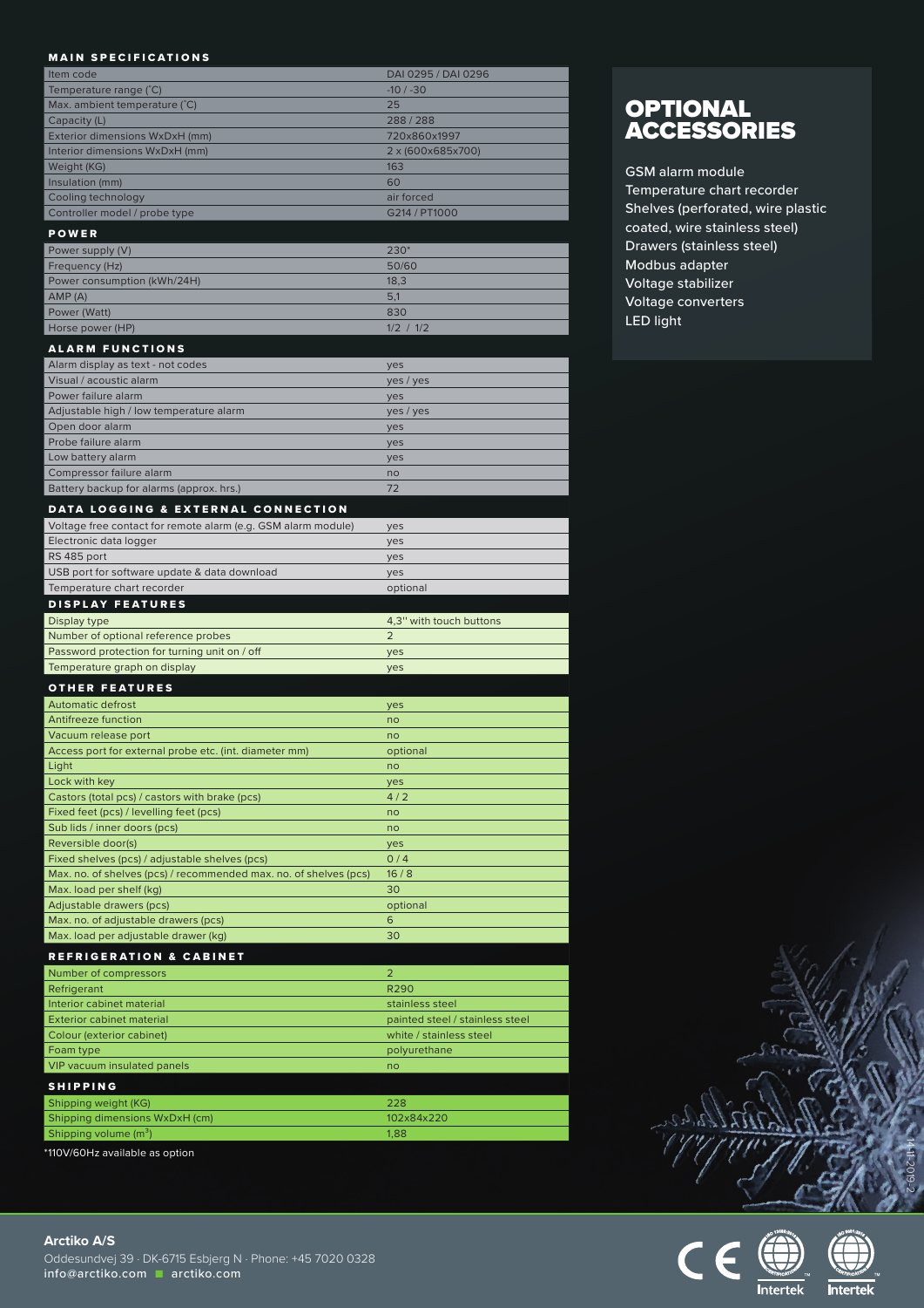## MAIN SPECIFICATIONS

| | |
|---|---|
| Item code | DAI 0295 / DAI 0296 |
| Temperature range (˚C) | -10 / -30 |
| Max. ambient temperature (˚C) | 25 |
| Capacity (L) | 288 / 288 |
| Exterior dimensions WxDxH (mm) | 720x860x1997 |
| Interior dimensions WxDxH (mm) | 2 x (600x685x700) |
| Weight (KG) | 163 |
| Insulation (mm) | 60 |
| Cooling technology | air forced |
| Controller model / probe type | G214 / PT1000 |

## POWER

| | |
|---|---|
| Power supply (V) | 230* |
| Frequency (Hz) | 50/60 |
| Power consumption (kWh/24H) | 18,3 |
| AMP (A) | 5,1 |
| Power (Watt) | 830 |
| Horse power (HP) | 1/2 / 1/2 |

## ALARM FUNCTIONS

| | |
|---|---|
| Alarm display as text - not codes | yes |
| Visual / acoustic alarm | yes / yes |
| Power failure alarm | yes |
| Adjustable high / low temperature alarm | yes / yes |
| Open door alarm | yes |
| Probe failure alarm | yes |
| Low battery alarm | yes |
| Compressor failure alarm | no |
| Battery backup for alarms (approx. hrs.) | 72 |

## DATA LOGGING & EXTERNAL CONNECTION

| | |
|---|---|
| Voltage free contact for remote alarm (e.g. GSM alarm module) | yes |
| Electronic data logger | yes |
| RS 485 port | yes |
| USB port for software update & data download | yes |
| Temperature chart recorder | optional |

## DISPLAY FEATURES

| | |
|---|---|
| Display type | 4,3" with touch buttons |
| Number of optional reference probes | 2 |
| Password protection for turning unit on / off | yes |
| Temperature graph on display | yes |

## OTHER FEATURES

| | |
|---|---|
| Automatic defrost | yes |
| Antifreeze function | no |
| Vacuum release port | no |
| Access port for external probe etc. (int. diameter mm) | optional |
| Light | no |
| Lock with key | yes |
| Castors (total pcs) / castors with brake (pcs) | 4 / 2 |
| Fixed feet (pcs) / levelling feet (pcs) | no |
| Sub lids / inner doors (pcs) | no |
| Reversible door(s) | yes |
| Fixed shelves (pcs) / adjustable shelves (pcs) | 0 / 4 |
| Max. no. of shelves (pcs) / recommended max. no. of shelves (pcs) | 16 / 8 |
| Max. load per shelf (kg) | 30 |
| Adjustable drawers (pcs) | optional |
| Max. no. of adjustable drawers (pcs) | 6 |
| Max. load per adjustable drawer (kg) | 30 |

## REFRIGERATION & CABINET

| | |
|---|---|
| Number of compressors | 2 |
| Refrigerant | R290 |
| Interior cabinet material | stainless steel |
| Exterior cabinet material | painted steel / stainless steel |
| Colour (exterior cabinet) | white / stainless steel |
| Foam type | polyurethane |
| VIP vacuum insulated panels | no |

## SHIPPING

| | |
|---|---|
| Shipping weight (KG) | 228 |
| Shipping dimensions WxDxH (cm) | 102x84x220 |
| Shipping volume ($m^3$) | 1,88 |

*110V/60Hz available as option

## OPTIONAL ACCESSORIES

- GSM alarm module
- Temperature chart recorder
- Shelves (perforated, wire plastic coated, wire stainless steel)
- Drawers (stainless steel)
- Modbus adapter
- Voltage stabilizer
- Voltage converters
- LED light

14-11-2019-2

**Arctiko A/S**
Oddesundvej 39 · DK-6715 Esbjerg N · Phone: +45 7020 0328
info@arctiko.com ■ arctiko.com